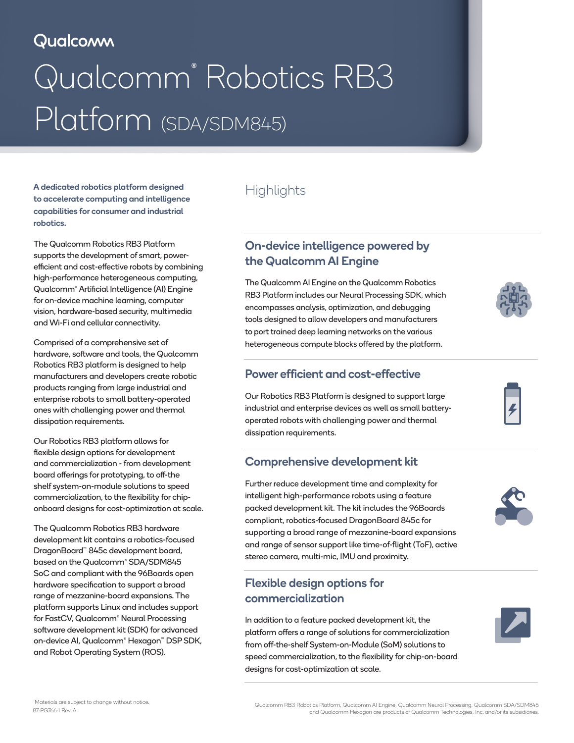Qualcomm

# Qualcomm® Robotics RB3 Platform (SDA/SDM845)

**A dedicated robotics platform designed to accelerate computing and intelligence capabilities for consumer and industrial robotics.**

The Qualcomm Robotics RB3 Platform supports the development of smart, power-efficient and cost-effective robots by combining high-performance heterogeneous computing, Qualcomm® Artificial Intelligence (AI) Engine for on-device machine learning, computer vision, hardware-based security, multimedia and Wi-Fi and cellular connectivity.

Comprised of a comprehensive set of hardware, software and tools, the Qualcomm Robotics RB3 platform is designed to help manufacturers and developers create robotic products ranging from large industrial and enterprise robots to small battery-operated ones with challenging power and thermal dissipation requirements.

Our Robotics RB3 platform allows for flexible design options for development and commercialization - from development board offerings for prototyping, to off-the shelf system-on-module solutions to speed commercialization, to the flexibility for chip-onboard designs for cost-optimization at scale.

The Qualcomm Robotics RB3 hardware development kit contains a robotics-focused DragonBoard™ 845c development board, based on the Qualcomm® SDA/SDM845 SoC and compliant with the 96Boards open hardware specification to support a broad range of mezzanine-board expansions. The platform supports Linux and includes support for FastCV, Qualcomm® Neural Processing software development kit (SDK) for advanced on-device AI, Qualcomm® Hexagon™ DSP SDK, and Robot Operating System (ROS).

## Highlights

### On-device intelligence powered by the Qualcomm AI Engine

The Qualcomm AI Engine on the Qualcomm Robotics RB3 Platform includes our Neural Processing SDK, which encompasses analysis, optimization, and debugging tools designed to allow developers and manufacturers to port trained deep learning networks on the various heterogeneous compute blocks offered by the platform.

### Power efficient and cost-effective

Our Robotics RB3 Platform is designed to support large industrial and enterprise devices as well as small battery-operated robots with challenging power and thermal dissipation requirements.

### Comprehensive development kit

Further reduce development time and complexity for intelligent high-performance robots using a feature packed development kit. The kit includes the 96Boards compliant, robotics-focused DragonBoard 845c for supporting a broad range of mezzanine-board expansions and range of sensor support like time-of-flight (ToF), active stereo camera, multi-mic, IMU and proximity.

### Flexible design options for commercialization

In addition to a feature packed development kit, the platform offers a range of solutions for commercialization from off-the-shelf System-on-Module (SoM) solutions to speed commercialization, to the flexibility for chip-on-board designs for cost-optimization at scale.

Materials are subject to change without notice.
87-PG766-1 Rev. A

Qualcomm RB3 Robotics Platform, Qualcomm AI Engine, Qualcomm Neural Processing, Qualcomm SDA/SDM845 and Qualcomm Hexagon are products of Qualcomm Technologies, Inc. and/or its subsidiaries.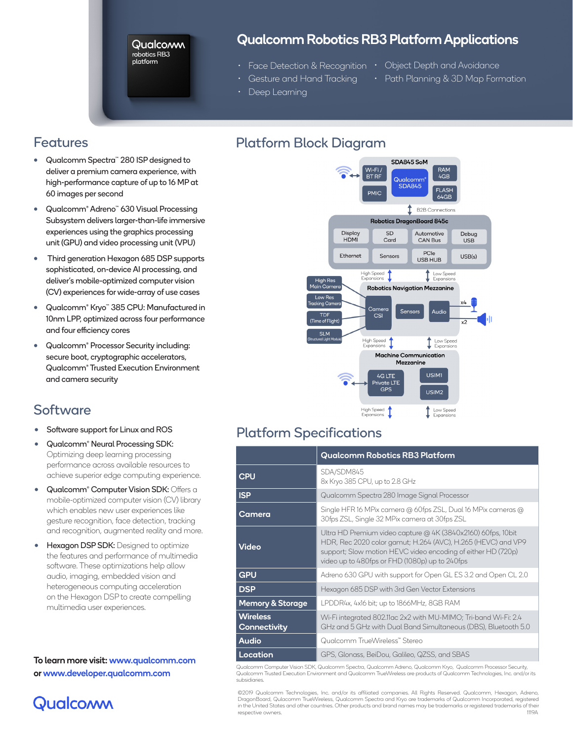Qualcomm robotics RB3 platform

# Qualcomm Robotics RB3 Platform Applications

- Face Detection & Recognition
- Gesture and Hand Tracking
- Deep Learning
- Object Depth and Avoidance
- Path Planning & 3D Map Formation

## Features

- Qualcomm Spectra™ 280 ISP designed to deliver a premium camera experience, with high-performance capture of up to 16 MP at 60 images per second
- Qualcomm® Adreno™ 630 Visual Processing Subsystem delivers larger-than-life immersive experiences using the graphics processing unit (GPU) and video processing unit (VPU)
- Third generation Hexagon 685 DSP supports sophisticated, on-device AI processing, and deliver's mobile-optimized computer vision (CV) experiences for wide-array of use cases
- Qualcomm® Kryo™ 385 CPU: Manufactured in 10nm LPP, optimized across four performance and four efficiency cores
- Qualcomm® Processor Security including: secure boot, cryptographic accelerators, Qualcomm® Trusted Execution Environment and camera security

## Software

- Software support for Linux and ROS
- **Qualcomm® Neural Processing SDK:** Optimizing deep learning processing performance across available resources to achieve superior edge computing experience.
- **Qualcomm® Computer Vision SDK:** Offers a mobile-optimized computer vision (CV) library which enables new user experiences like gesture recognition, face detection, tracking and recognition, augmented reality and more.
- **Hexagon DSP SDK:** Designed to optimize the features and performance of multimedia software. These optimizations help allow audio, imaging, embedded vision and heterogeneous computing acceleration on the Hexagon DSP to create compelling multimedia user experiences.

**To learn more visit: www.qualcomm.com or www.developer.qualcomm.com**

Qualcomm

## Platform Block Diagram

SDA845 SoM
Wi-Fi / BT RF
Qualcomm® SDA845
RAM 4GB
PMIC
FLASH 64GB
B2B Connections

Robotics DragonBoard 845c
Display HDMI
SD Card
Automotive CAN Bus
Debug USB
Ethernet
Sensors
PCIe USB HUB
USB(s)
High Speed Expansions
Low Speed Expansions

Robotics Navigation Mezzanine
High Res Main Camera
Low Res Tracking Camera
TDF (Time of Flight)
SLM (Structured Light Module)
Camera CSI
Sensors
Audio
x4
x2
High Speed Expansions
Low Speed Expansions

Machine Communication Mezzanine
4G LTE Private LTE GPS
USIM1
USIM2
High Speed Expansions
Low Speed Expansions

## Platform Specifications

| | Qualcomm Robotics RB3 Platform |
|---|---|
| CPU | SDA/SDM845<br>8x Kryo 385 CPU, up to 2.8 GHz |
| ISP | Qualcomm Spectra 280 Image Signal Processor |
| Camera | Single HFR 16 MPix camera @ 60fps ZSL, Dual 16 MPix cameras @ 30fps ZSL, Single 32 MPix camera at 30fps ZSL |
| Video | Ultra HD Premium video capture @ 4K (3840x2160) 60fps, 10bit HDR, Rec 2020 color gamut; H.264 (AVC), H.265 (HEVC) and VP9 support; Slow motion HEVC video encoding of either HD (720p) video up to 480fps or FHD (1080p) up to 240fps |
| GPU | Adreno 630 GPU with support for Open GL ES 3.2 and Open CL 2.0 |
| DSP | Hexagon 685 DSP with 3rd Gen Vector Extensions |
| Memory & Storage | LPDDR4x, 4x16 bit; up to 1866MHz, 8GB RAM |
| Wireless Connectivity | Wi-Fi integrated 802.11ac 2x2 with MU-MIMO; Tri-band Wi-Fi: 2.4 GHz and 5 GHz with Dual Band Simultaneous (DBS), Bluetooth 5.0 |
| Audio | Qualcomm TrueWireless™ Stereo |
| Location | GPS, Glonass, BeiDou, Galileo, QZSS, and SBAS |

Qualcomm Computer Vision SDK, Qualcomm Spectra, Qualcomm Adreno, Qualcomm Kryo, Qualcomm Processor Security, Qualcomm Trusted Execution Environment and Qualcomm TrueWireless are products of Qualcomm Technologies, Inc. and/or its subsidiaries.

©2019 Qualcomm Technologies, Inc. and/or its affiliated companies. All Rights Reserved. Qualcomm, Hexagon, Adreno, DragonBoard, Qulacomm TrueWireless, Qualcomm Spectra and Kryo are trademarks of Qualcomm Incorporated, registered in the United States and other countries. Other products and brand names may be trademarks or registered trademarks of their respective owners. 1119A